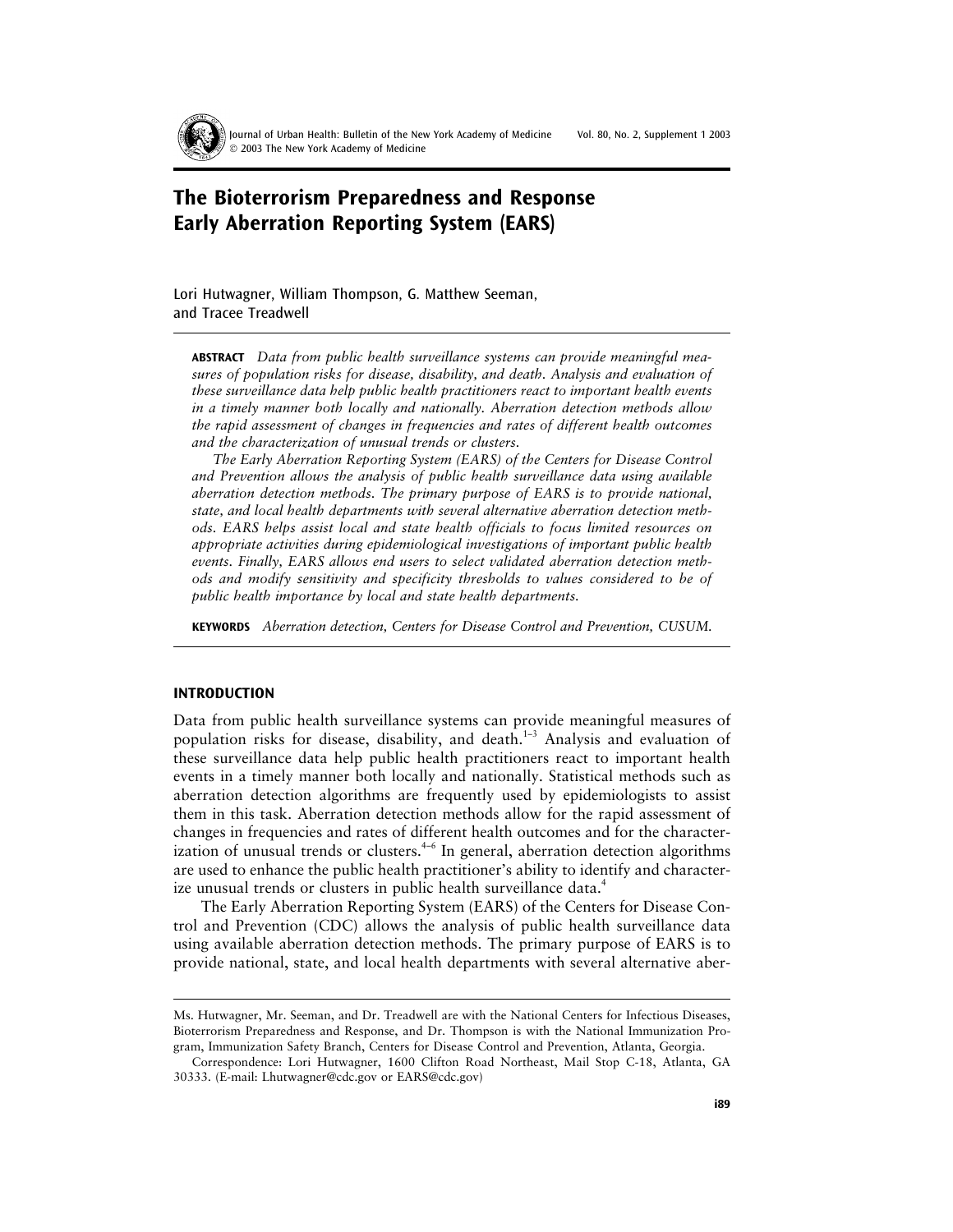# The Bioterrorism Preparedness and Response Early Aberration Reporting System (EARS)

Lori Hutwagner, William Thompson, G. Matthew Seeman, and Tracee Treadwell

**ABSTRACT** *Data from public health surveillance systems can provide meaningful measures of population risks for disease, disability, and death. Analysis and evaluation of these surveillance data help public health practitioners react to important health events in a timely manner both locally and nationally. Aberration detection methods allow the rapid assessment of changes in frequencies and rates of different health outcomes and the characterization of unusual trends or clusters.*

*The Early Aberration Reporting System (EARS) of the Centers for Disease Control and Prevention allows the analysis of public health surveillance data using available aberration detection methods. The primary purpose of EARS is to provide national, state, and local health departments with several alternative aberration detection methods. EARS helps assist local and state health officials to focus limited resources on appropriate activities during epidemiological investigations of important public health events. Finally, EARS allows end users to select validated aberration detection methods and modify sensitivity and specificity thresholds to values considered to be of public health importance by local and state health departments.*

**KEYWORDS** *Aberration detection, Centers for Disease Control and Prevention, CUSUM.*

## INTRODUCTION

Data from public health surveillance systems can provide meaningful measures of population risks for disease, disability, and death.[1–3] Analysis and evaluation of these surveillance data help public health practitioners react to important health events in a timely manner both locally and nationally. Statistical methods such as aberration detection algorithms are frequently used by epidemiologists to assist them in this task. Aberration detection methods allow for the rapid assessment of changes in frequencies and rates of different health outcomes and for the characterization of unusual trends or clusters.[4–6] In general, aberration detection algorithms are used to enhance the public health practitioner's ability to identify and characterize unusual trends or clusters in public health surveillance data.[4]

The Early Aberration Reporting System (EARS) of the Centers for Disease Control and Prevention (CDC) allows the analysis of public health surveillance data using available aberration detection methods. The primary purpose of EARS is to provide national, state, and local health departments with several alternative aber-

---

Ms. Hutwagner, Mr. Seeman, and Dr. Treadwell are with the National Centers for Infectious Diseases, Bioterrorism Preparedness and Response, and Dr. Thompson is with the National Immunization Program, Immunization Safety Branch, Centers for Disease Control and Prevention, Atlanta, Georgia.

Correspondence: Lori Hutwagner, 1600 Clifton Road Northeast, Mail Stop C-18, Atlanta, GA 30333. (E-mail: Lhutwagner@cdc.gov or EARS@cdc.gov)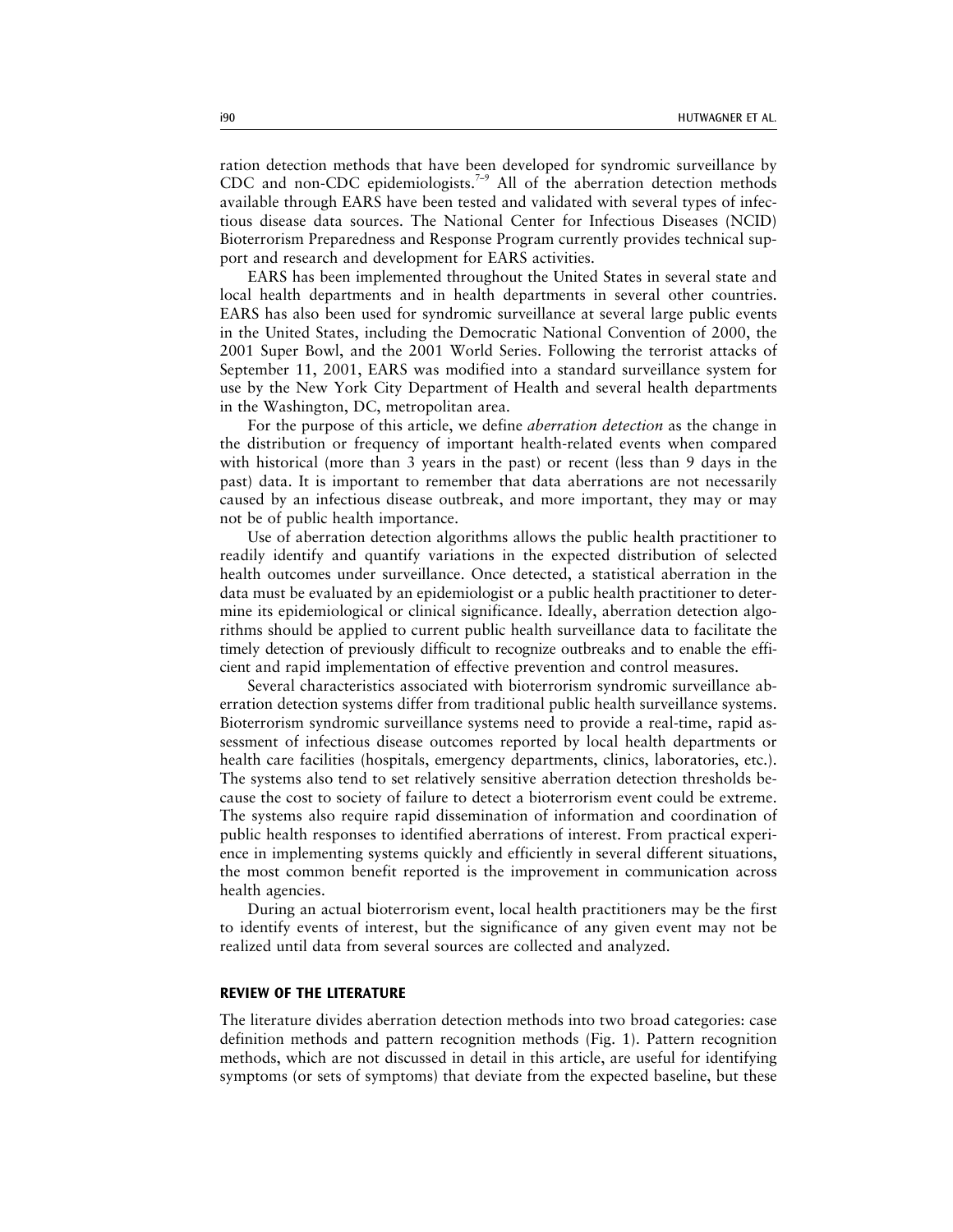ration detection methods that have been developed for syndromic surveillance by CDC and non-CDC epidemiologists.[7–9] All of the aberration detection methods available through EARS have been tested and validated with several types of infectious disease data sources. The National Center for Infectious Diseases (NCID) Bioterrorism Preparedness and Response Program currently provides technical support and research and development for EARS activities.

EARS has been implemented throughout the United States in several state and local health departments and in health departments in several other countries. EARS has also been used for syndromic surveillance at several large public events in the United States, including the Democratic National Convention of 2000, the 2001 Super Bowl, and the 2001 World Series. Following the terrorist attacks of September 11, 2001, EARS was modified into a standard surveillance system for use by the New York City Department of Health and several health departments in the Washington, DC, metropolitan area.

For the purpose of this article, we define *aberration detection* as the change in the distribution or frequency of important health-related events when compared with historical (more than 3 years in the past) or recent (less than 9 days in the past) data. It is important to remember that data aberrations are not necessarily caused by an infectious disease outbreak, and more important, they may or may not be of public health importance.

Use of aberration detection algorithms allows the public health practitioner to readily identify and quantify variations in the expected distribution of selected health outcomes under surveillance. Once detected, a statistical aberration in the data must be evaluated by an epidemiologist or a public health practitioner to determine its epidemiological or clinical significance. Ideally, aberration detection algorithms should be applied to current public health surveillance data to facilitate the timely detection of previously difficult to recognize outbreaks and to enable the efficient and rapid implementation of effective prevention and control measures.

Several characteristics associated with bioterrorism syndromic surveillance aberration detection systems differ from traditional public health surveillance systems. Bioterrorism syndromic surveillance systems need to provide a real-time, rapid assessment of infectious disease outcomes reported by local health departments or health care facilities (hospitals, emergency departments, clinics, laboratories, etc.). The systems also tend to set relatively sensitive aberration detection thresholds because the cost to society of failure to detect a bioterrorism event could be extreme. The systems also require rapid dissemination of information and coordination of public health responses to identified aberrations of interest. From practical experience in implementing systems quickly and efficiently in several different situations, the most common benefit reported is the improvement in communication across health agencies.

During an actual bioterrorism event, local health practitioners may be the first to identify events of interest, but the significance of any given event may not be realized until data from several sources are collected and analyzed.

## REVIEW OF THE LITERATURE

The literature divides aberration detection methods into two broad categories: case definition methods and pattern recognition methods (Fig. 1). Pattern recognition methods, which are not discussed in detail in this article, are useful for identifying symptoms (or sets of symptoms) that deviate from the expected baseline, but these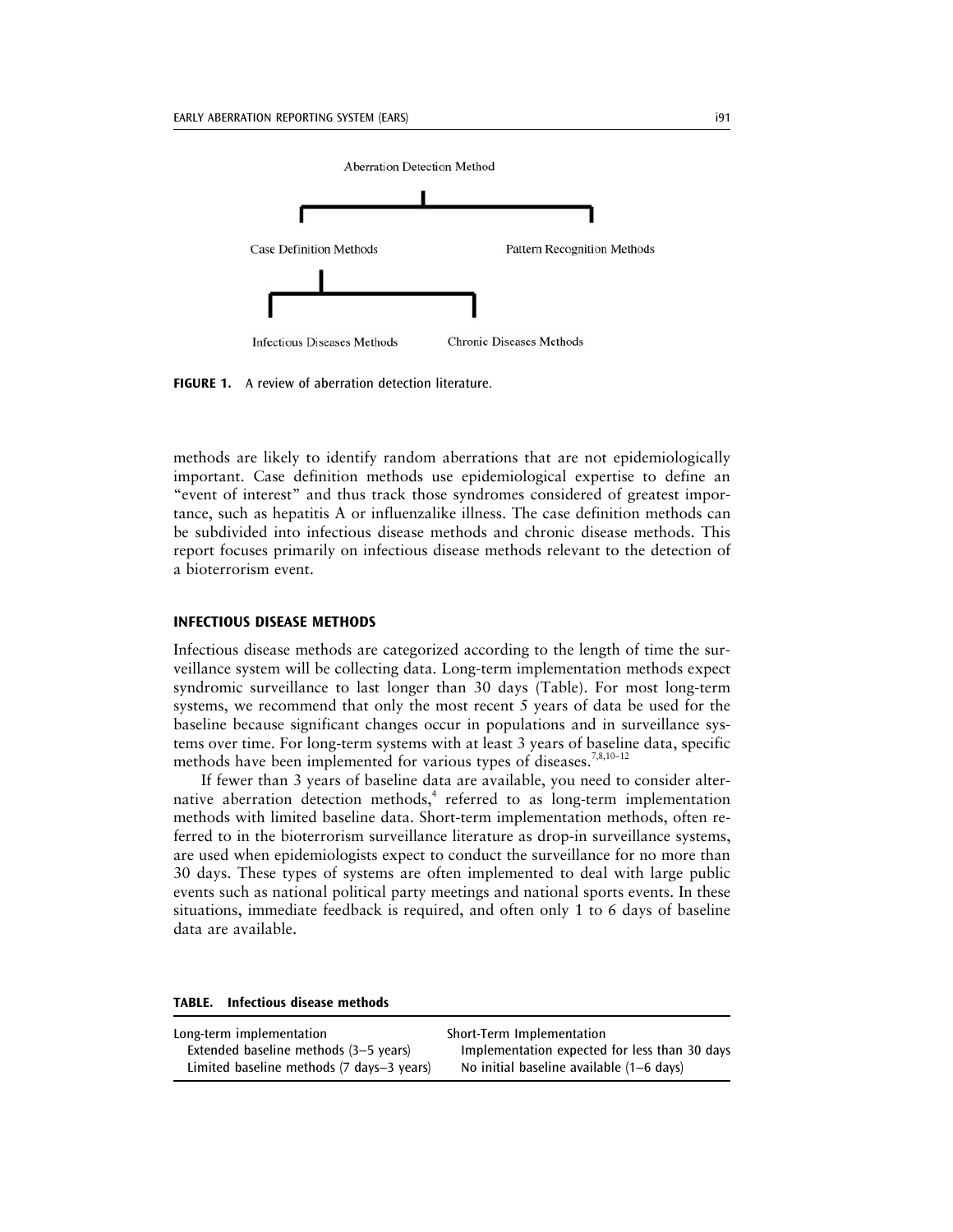Aberration Detection Method

Case Definition Methods — Pattern Recognition Methods

Infectious Diseases Methods — Chronic Diseases Methods

**FIGURE 1.** A review of aberration detection literature.

methods are likely to identify random aberrations that are not epidemiologically important. Case definition methods use epidemiological expertise to define an "event of interest" and thus track those syndromes considered of greatest importance, such as hepatitis A or influenzalike illness. The case definition methods can be subdivided into infectious disease methods and chronic disease methods. This report focuses primarily on infectious disease methods relevant to the detection of a bioterrorism event.

## INFECTIOUS DISEASE METHODS

Infectious disease methods are categorized according to the length of time the surveillance system will be collecting data. Long-term implementation methods expect syndromic surveillance to last longer than 30 days (Table). For most long-term systems, we recommend that only the most recent 5 years of data be used for the baseline because significant changes occur in populations and in surveillance systems over time. For long-term systems with at least 3 years of baseline data, specific methods have been implemented for various types of diseases.[7,8,10–12]

If fewer than 3 years of baseline data are available, you need to consider alternative aberration detection methods,[4] referred to as long-term implementation methods with limited baseline data. Short-term implementation methods, often referred to in the bioterrorism surveillance literature as drop-in surveillance systems, are used when epidemiologists expect to conduct the surveillance for no more than 30 days. These types of systems are often implemented to deal with large public events such as national political party meetings and national sports events. In these situations, immediate feedback is required, and often only 1 to 6 days of baseline data are available.

**TABLE. Infectious disease methods**

| Long-term implementation | Short-Term Implementation |
|---|---|
| Extended baseline methods (3–5 years) | Implementation expected for less than 30 days |
| Limited baseline methods (7 days–3 years) | No initial baseline available (1–6 days) |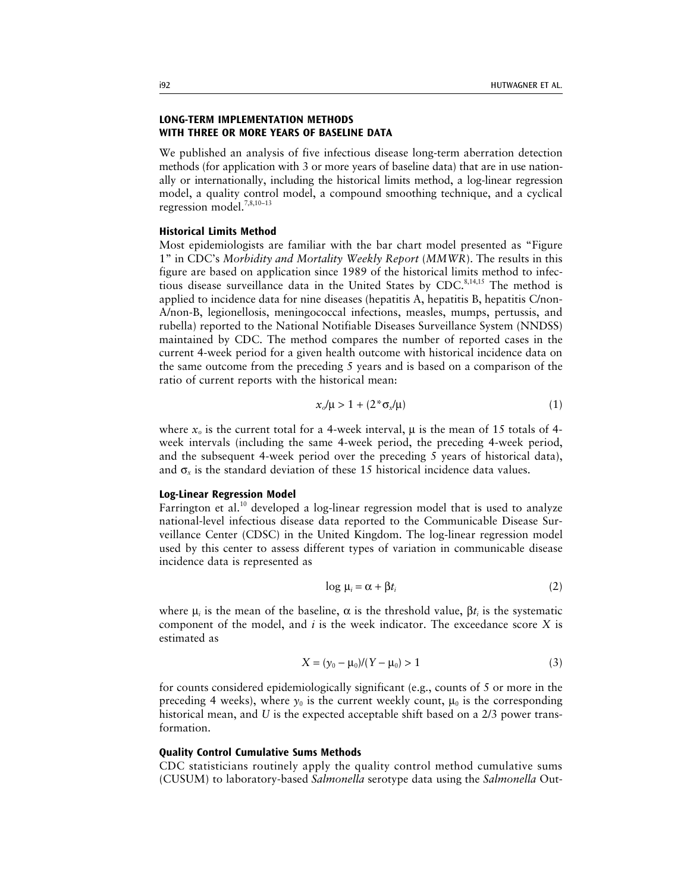## LONG-TERM IMPLEMENTATION METHODS WITH THREE OR MORE YEARS OF BASELINE DATA

We published an analysis of five infectious disease long-term aberration detection methods (for application with 3 or more years of baseline data) that are in use nationally or internationally, including the historical limits method, a log-linear regression model, a quality control model, a compound smoothing technique, and a cyclical regression model.[7,8,10–13]

### Historical Limits Method

Most epidemiologists are familiar with the bar chart model presented as "Figure 1" in CDC's *Morbidity and Mortality Weekly Report* (*MMWR*). The results in this figure are based on application since 1989 of the historical limits method to infectious disease surveillance data in the United States by CDC.[8,14,15] The method is applied to incidence data for nine diseases (hepatitis A, hepatitis B, hepatitis C/non-A/non-B, legionellosis, meningococcal infections, measles, mumps, pertussis, and rubella) reported to the National Notifiable Diseases Surveillance System (NNDSS) maintained by CDC. The method compares the number of reported cases in the current 4-week period for a given health outcome with historical incidence data on the same outcome from the preceding 5 years and is based on a comparison of the ratio of current reports with the historical mean:

$$x_o/\mu > 1 + (2^*\sigma_x/\mu) \tag{1}$$

where $x_o$ is the current total for a 4-week interval, $\mu$ is the mean of 15 totals of 4-week intervals (including the same 4-week period, the preceding 4-week period, and the subsequent 4-week period over the preceding 5 years of historical data), and $\sigma_x$ is the standard deviation of these 15 historical incidence data values.

### Log-Linear Regression Model

Farrington et al.[10] developed a log-linear regression model that is used to analyze national-level infectious disease data reported to the Communicable Disease Surveillance Center (CDSC) in the United Kingdom. The log-linear regression model used by this center to assess different types of variation in communicable disease incidence data is represented as

$$\log \mu_i = \alpha + \beta t_i \tag{2}$$

where $\mu_i$ is the mean of the baseline, $\alpha$ is the threshold value, $\beta t_i$ is the systematic component of the model, and $i$ is the week indicator. The exceedance score $X$ is estimated as

$$X = (y_0 - \mu_0)/(Y - \mu_0) > 1 \tag{3}$$

for counts considered epidemiologically significant (e.g., counts of 5 or more in the preceding 4 weeks), where $y_0$ is the current weekly count, $\mu_0$ is the corresponding historical mean, and $U$ is the expected acceptable shift based on a 2/3 power transformation.

### Quality Control Cumulative Sums Methods

CDC statisticians routinely apply the quality control method cumulative sums (CUSUM) to laboratory-based *Salmonella* serotype data using the *Salmonella* Out-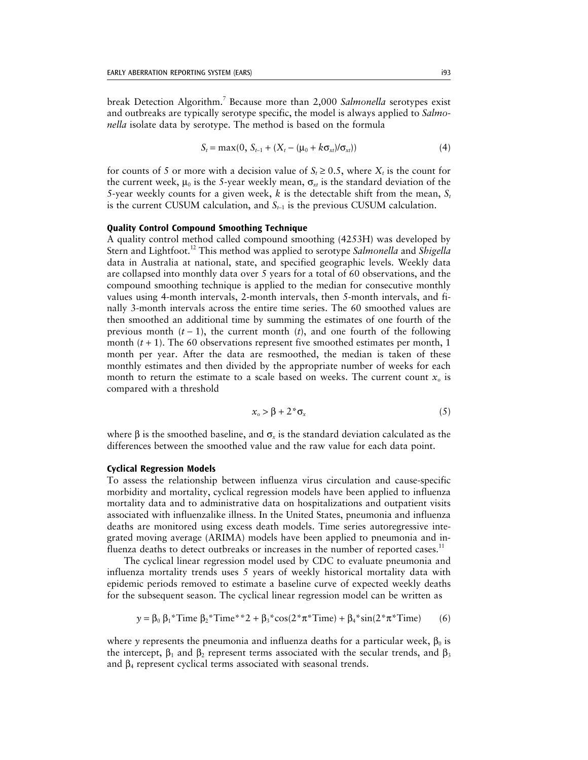break Detection Algorithm.[7] Because more than 2,000 *Salmonella* serotypes exist and outbreaks are typically serotype specific, the model is always applied to *Salmonella* isolate data by serotype. The method is based on the formula

$$S_t = \max(0, S_{t-1} + (X_t - (\mu_0 + k\sigma_{xt})/\sigma_{xt})) \tag{4}$$

for counts of 5 or more with a decision value of $S_t \geq 0.5$, where $X_t$ is the count for the current week, $\mu_0$ is the 5-year weekly mean, $\sigma_{xt}$ is the standard deviation of the 5-year weekly counts for a given week, $k$ is the detectable shift from the mean, $S_t$ is the current CUSUM calculation, and $S_{t-1}$ is the previous CUSUM calculation.

### Quality Control Compound Smoothing Technique

A quality control method called compound smoothing (4253H) was developed by Stern and Lightfoot.[12] This method was applied to serotype *Salmonella* and *Shigella* data in Australia at national, state, and specified geographic levels. Weekly data are collapsed into monthly data over 5 years for a total of 60 observations, and the compound smoothing technique is applied to the median for consecutive monthly values using 4-month intervals, 2-month intervals, then 5-month intervals, and finally 3-month intervals across the entire time series. The 60 smoothed values are then smoothed an additional time by summing the estimates of one fourth of the previous month ($t - 1$), the current month ($t$), and one fourth of the following month ($t + 1$). The 60 observations represent five smoothed estimates per month, 1 month per year. After the data are resmoothed, the median is taken of these monthly estimates and then divided by the appropriate number of weeks for each month to return the estimate to a scale based on weeks. The current count $x_o$ is compared with a threshold

$$x_o > \beta + 2 * \sigma_x \tag{5}$$

where $\beta$ is the smoothed baseline, and $\sigma_x$ is the standard deviation calculated as the differences between the smoothed value and the raw value for each data point.

### Cyclical Regression Models

To assess the relationship between influenza virus circulation and cause-specific morbidity and mortality, cyclical regression models have been applied to influenza mortality data and to administrative data on hospitalizations and outpatient visits associated with influenzalike illness. In the United States, pneumonia and influenza deaths are monitored using excess death models. Time series autoregressive integrated moving average (ARIMA) models have been applied to pneumonia and influenza deaths to detect outbreaks or increases in the number of reported cases.[11]

The cyclical linear regression model used by CDC to evaluate pneumonia and influenza mortality trends uses 5 years of weekly historical mortality data with epidemic periods removed to estimate a baseline curve of expected weekly deaths for the subsequent season. The cyclical linear regression model can be written as

$$y = \beta_0 \; \beta_1 * \text{Time} \; \beta_2 * \text{Time} ** 2 + \beta_3 * \cos(2 * \pi * \text{Time}) + \beta_4 * \sin(2 * \pi * \text{Time}) \tag{6}$$

where $y$ represents the pneumonia and influenza deaths for a particular week, $\beta_0$ is the intercept, $\beta_1$ and $\beta_2$ represent terms associated with the secular trends, and $\beta_3$ and $\beta_4$ represent cyclical terms associated with seasonal trends.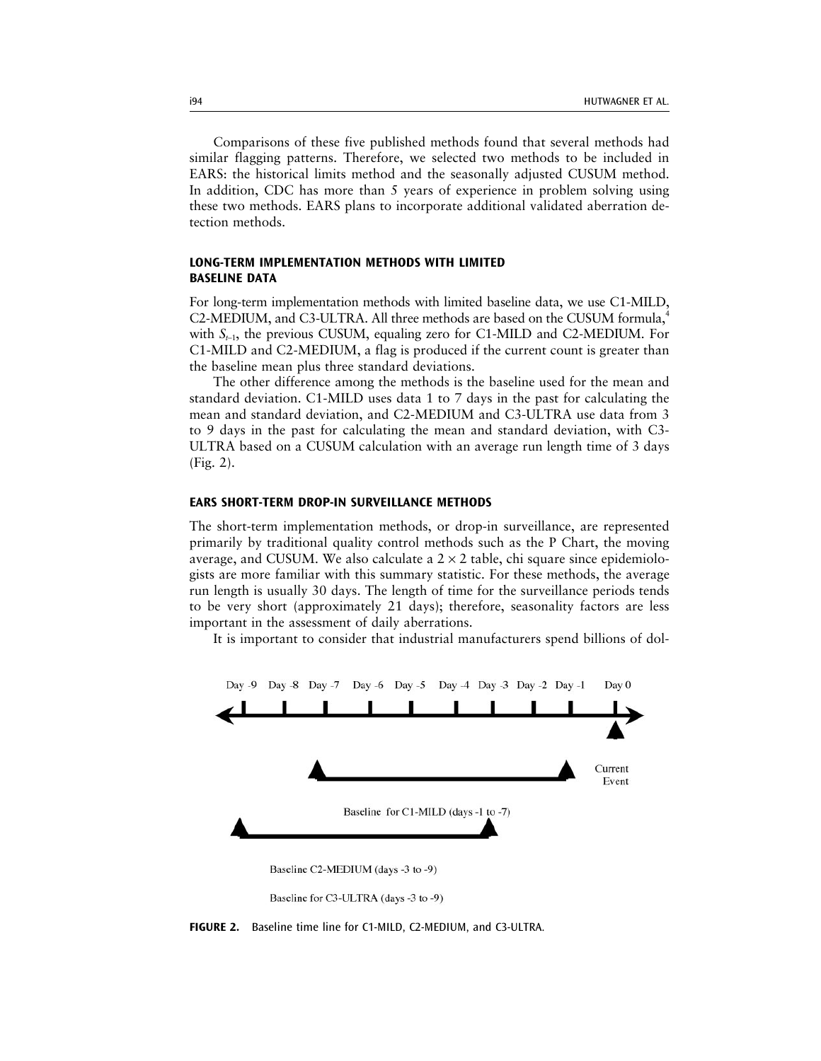Comparisons of these five published methods found that several methods had similar flagging patterns. Therefore, we selected two methods to be included in EARS: the historical limits method and the seasonally adjusted CUSUM method. In addition, CDC has more than 5 years of experience in problem solving using these two methods. EARS plans to incorporate additional validated aberration detection methods.

## LONG-TERM IMPLEMENTATION METHODS WITH LIMITED BASELINE DATA

For long-term implementation methods with limited baseline data, we use C1-MILD, C2-MEDIUM, and C3-ULTRA. All three methods are based on the CUSUM formula,[4] with $S_{t-1}$, the previous CUSUM, equaling zero for C1-MILD and C2-MEDIUM. For C1-MILD and C2-MEDIUM, a flag is produced if the current count is greater than the baseline mean plus three standard deviations.

The other difference among the methods is the baseline used for the mean and standard deviation. C1-MILD uses data 1 to 7 days in the past for calculating the mean and standard deviation, and C2-MEDIUM and C3-ULTRA use data from 3 to 9 days in the past for calculating the mean and standard deviation, with C3-ULTRA based on a CUSUM calculation with an average run length time of 3 days (Fig. 2).

## EARS SHORT-TERM DROP-IN SURVEILLANCE METHODS

The short-term implementation methods, or drop-in surveillance, are represented primarily by traditional quality control methods such as the P Chart, the moving average, and CUSUM. We also calculate a $2 \times 2$ table, chi square since epidemiologists are more familiar with this summary statistic. For these methods, the average run length is usually 30 days. The length of time for the surveillance periods tends to be very short (approximately 21 days); therefore, seasonality factors are less important in the assessment of daily aberrations.

It is important to consider that industrial manufacturers spend billions of dol-

Day -9 Day -8 Day -7 Day -6 Day -5 Day -4 Day -3 Day -2 Day -1 Day 0

Current Event

Baseline for C1-MILD (days -1 to -7)

Baseline C2-MEDIUM (days -3 to -9)

Baseline for C3-ULTRA (days -3 to -9)

**FIGURE 2.** Baseline time line for C1-MILD, C2-MEDIUM, and C3-ULTRA.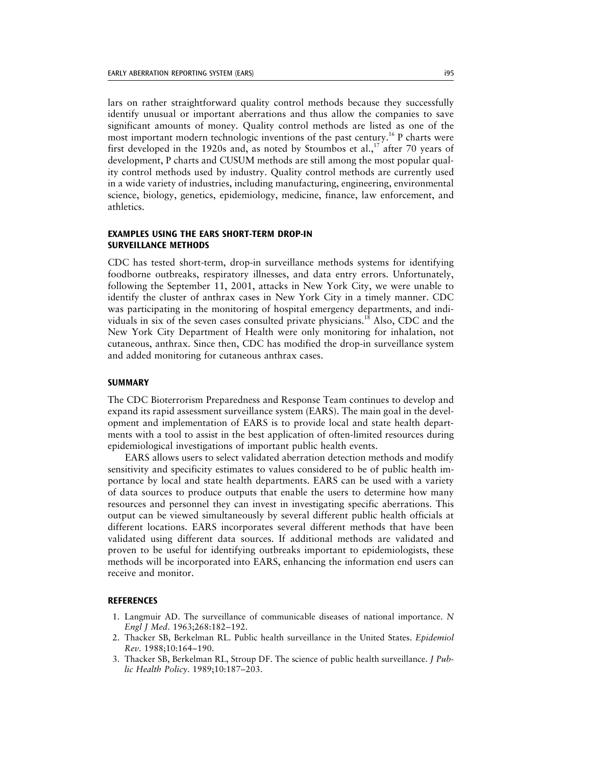lars on rather straightforward quality control methods because they successfully identify unusual or important aberrations and thus allow the companies to save significant amounts of money. Quality control methods are listed as one of the most important modern technologic inventions of the past century.[16] P charts were first developed in the 1920s and, as noted by Stoumbos et al.,[17] after 70 years of development, P charts and CUSUM methods are still among the most popular quality control methods used by industry. Quality control methods are currently used in a wide variety of industries, including manufacturing, engineering, environmental science, biology, genetics, epidemiology, medicine, finance, law enforcement, and athletics.

## EXAMPLES USING THE EARS SHORT-TERM DROP-IN SURVEILLANCE METHODS

CDC has tested short-term, drop-in surveillance methods systems for identifying foodborne outbreaks, respiratory illnesses, and data entry errors. Unfortunately, following the September 11, 2001, attacks in New York City, we were unable to identify the cluster of anthrax cases in New York City in a timely manner. CDC was participating in the monitoring of hospital emergency departments, and individuals in six of the seven cases consulted private physicians.[18] Also, CDC and the New York City Department of Health were only monitoring for inhalation, not cutaneous, anthrax. Since then, CDC has modified the drop-in surveillance system and added monitoring for cutaneous anthrax cases.

## SUMMARY

The CDC Bioterrorism Preparedness and Response Team continues to develop and expand its rapid assessment surveillance system (EARS). The main goal in the development and implementation of EARS is to provide local and state health departments with a tool to assist in the best application of often-limited resources during epidemiological investigations of important public health events.

EARS allows users to select validated aberration detection methods and modify sensitivity and specificity estimates to values considered to be of public health importance by local and state health departments. EARS can be used with a variety of data sources to produce outputs that enable the users to determine how many resources and personnel they can invest in investigating specific aberrations. This output can be viewed simultaneously by several different public health officials at different locations. EARS incorporates several different methods that have been validated using different data sources. If additional methods are validated and proven to be useful for identifying outbreaks important to epidemiologists, these methods will be incorporated into EARS, enhancing the information end users can receive and monitor.

## REFERENCES

1. Langmuir AD. The surveillance of communicable diseases of national importance. *N Engl J Med*. 1963;268:182–192.
2. Thacker SB, Berkelman RL. Public health surveillance in the United States. *Epidemiol Rev*. 1988;10:164–190.
3. Thacker SB, Berkelman RL, Stroup DF. The science of public health surveillance. *J Public Health Policy*. 1989;10:187–203.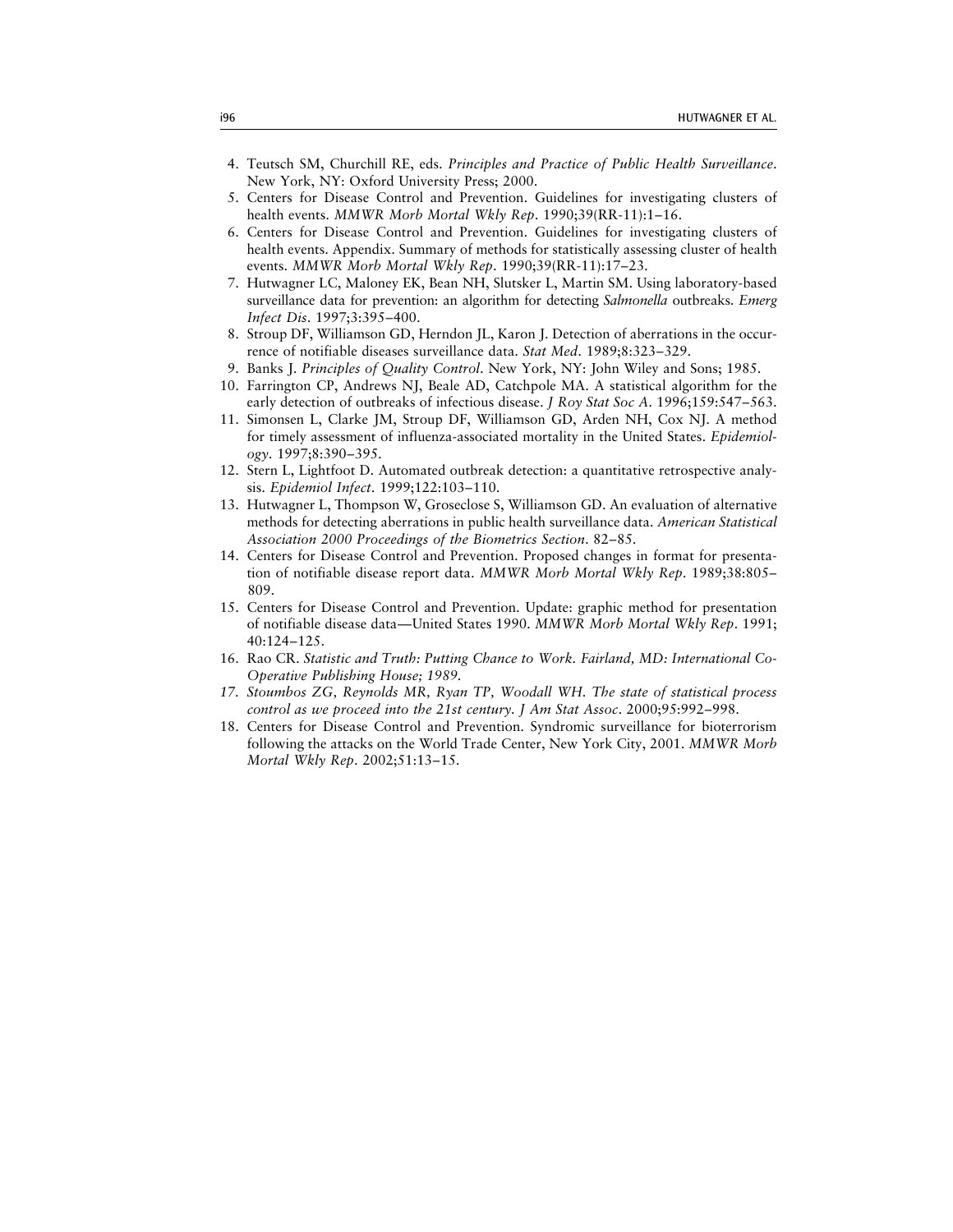4. Teutsch SM, Churchill RE, eds. *Principles and Practice of Public Health Surveillance*. New York, NY: Oxford University Press; 2000.
5. Centers for Disease Control and Prevention. Guidelines for investigating clusters of health events. *MMWR Morb Mortal Wkly Rep*. 1990;39(RR-11):1–16.
6. Centers for Disease Control and Prevention. Guidelines for investigating clusters of health events. Appendix. Summary of methods for statistically assessing cluster of health events. *MMWR Morb Mortal Wkly Rep*. 1990;39(RR-11):17–23.
7. Hutwagner LC, Maloney EK, Bean NH, Slutsker L, Martin SM. Using laboratory-based surveillance data for prevention: an algorithm for detecting *Salmonella* outbreaks. *Emerg Infect Dis*. 1997;3:395–400.
8. Stroup DF, Williamson GD, Herndon JL, Karon J. Detection of aberrations in the occurrence of notifiable diseases surveillance data. *Stat Med*. 1989;8:323–329.
9. Banks J. *Principles of Quality Control*. New York, NY: John Wiley and Sons; 1985.
10. Farrington CP, Andrews NJ, Beale AD, Catchpole MA. A statistical algorithm for the early detection of outbreaks of infectious disease. *J Roy Stat Soc A*. 1996;159:547–563.
11. Simonsen L, Clarke JM, Stroup DF, Williamson GD, Arden NH, Cox NJ. A method for timely assessment of influenza-associated mortality in the United States. *Epidemiology*. 1997;8:390–395.
12. Stern L, Lightfoot D. Automated outbreak detection: a quantitative retrospective analysis. *Epidemiol Infect*. 1999;122:103–110.
13. Hutwagner L, Thompson W, Groseclose S, Williamson GD. An evaluation of alternative methods for detecting aberrations in public health surveillance data. *American Statistical Association 2000 Proceedings of the Biometrics Section*. 82–85.
14. Centers for Disease Control and Prevention. Proposed changes in format for presentation of notifiable disease report data. *MMWR Morb Mortal Wkly Rep*. 1989;38:805–809.
15. Centers for Disease Control and Prevention. Update: graphic method for presentation of notifiable disease data—United States 1990. *MMWR Morb Mortal Wkly Rep*. 1991; 40:124–125.
16. Rao CR. *Statistic and Truth: Putting Chance to Work. Fairland, MD: International Co-Operative Publishing House; 1989.*
17. *Stoumbos ZG, Reynolds MR, Ryan TP, Woodall WH. The state of statistical process control as we proceed into the 21st century. J Am Stat Assoc*. 2000;95:992–998.
18. Centers for Disease Control and Prevention. Syndromic surveillance for bioterrorism following the attacks on the World Trade Center, New York City, 2001. *MMWR Morb Mortal Wkly Rep*. 2002;51:13–15.